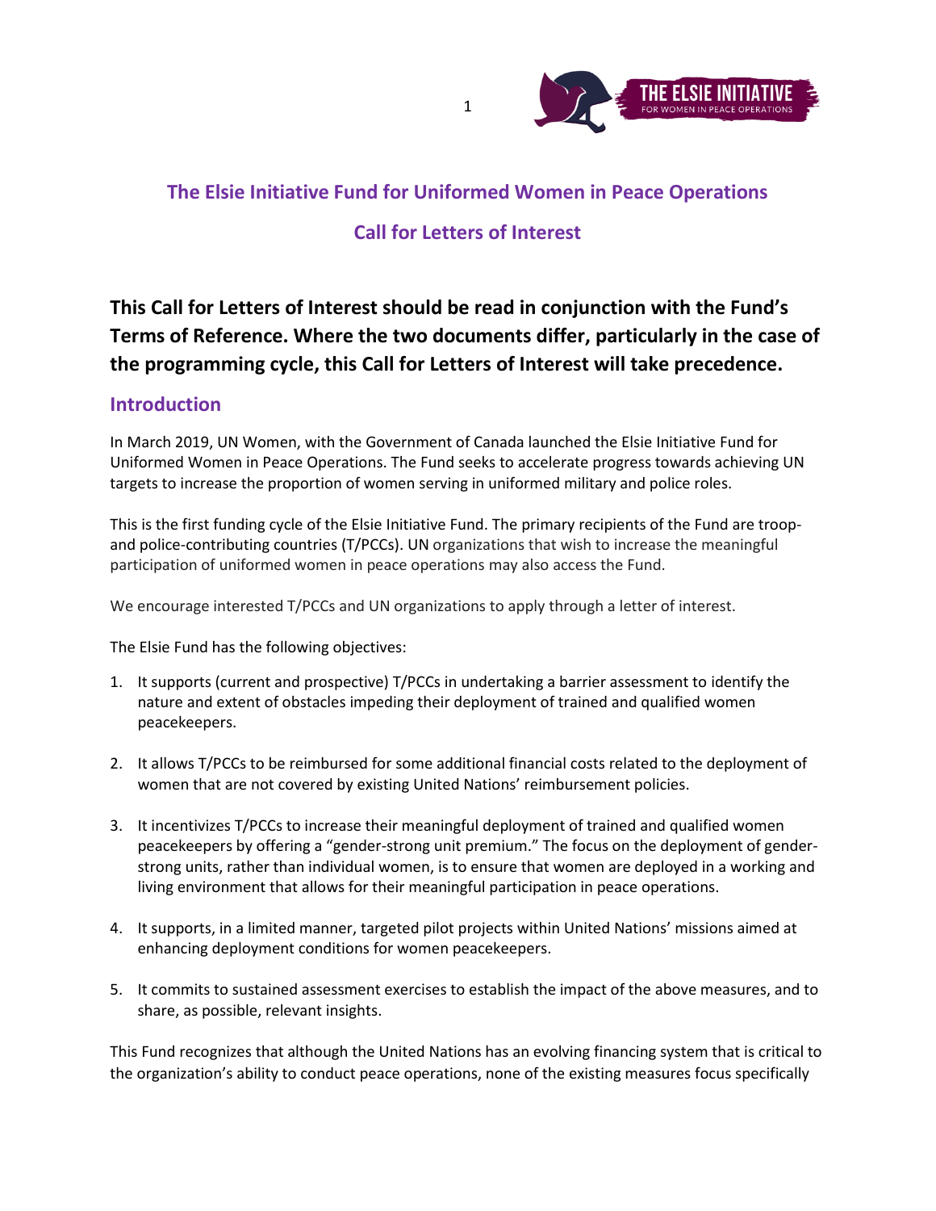# The Elsie Initiative Fund for Uniformed Women in Peace Operations

## Call for Letters of Interest

**This Call for Letters of Interest should be read in conjunction with the Fund's Terms of Reference. Where the two documents differ, particularly in the case of the programming cycle, this Call for Letters of Interest will take precedence.**

## Introduction

In March 2019, UN Women, with the Government of Canada launched the Elsie Initiative Fund for Uniformed Women in Peace Operations. The Fund seeks to accelerate progress towards achieving UN targets to increase the proportion of women serving in uniformed military and police roles.

This is the first funding cycle of the Elsie Initiative Fund. The primary recipients of the Fund are troop- and police-contributing countries (T/PCCs). UN organizations that wish to increase the meaningful participation of uniformed women in peace operations may also access the Fund.

We encourage interested T/PCCs and UN organizations to apply through a letter of interest.

The Elsie Fund has the following objectives:

1. It supports (current and prospective) T/PCCs in undertaking a barrier assessment to identify the nature and extent of obstacles impeding their deployment of trained and qualified women peacekeepers.

2. It allows T/PCCs to be reimbursed for some additional financial costs related to the deployment of women that are not covered by existing United Nations' reimbursement policies.

3. It incentivizes T/PCCs to increase their meaningful deployment of trained and qualified women peacekeepers by offering a "gender-strong unit premium." The focus on the deployment of gender-strong units, rather than individual women, is to ensure that women are deployed in a working and living environment that allows for their meaningful participation in peace operations.

4. It supports, in a limited manner, targeted pilot projects within United Nations' missions aimed at enhancing deployment conditions for women peacekeepers.

5. It commits to sustained assessment exercises to establish the impact of the above measures, and to share, as possible, relevant insights.

This Fund recognizes that although the United Nations has an evolving financing system that is critical to the organization's ability to conduct peace operations, none of the existing measures focus specifically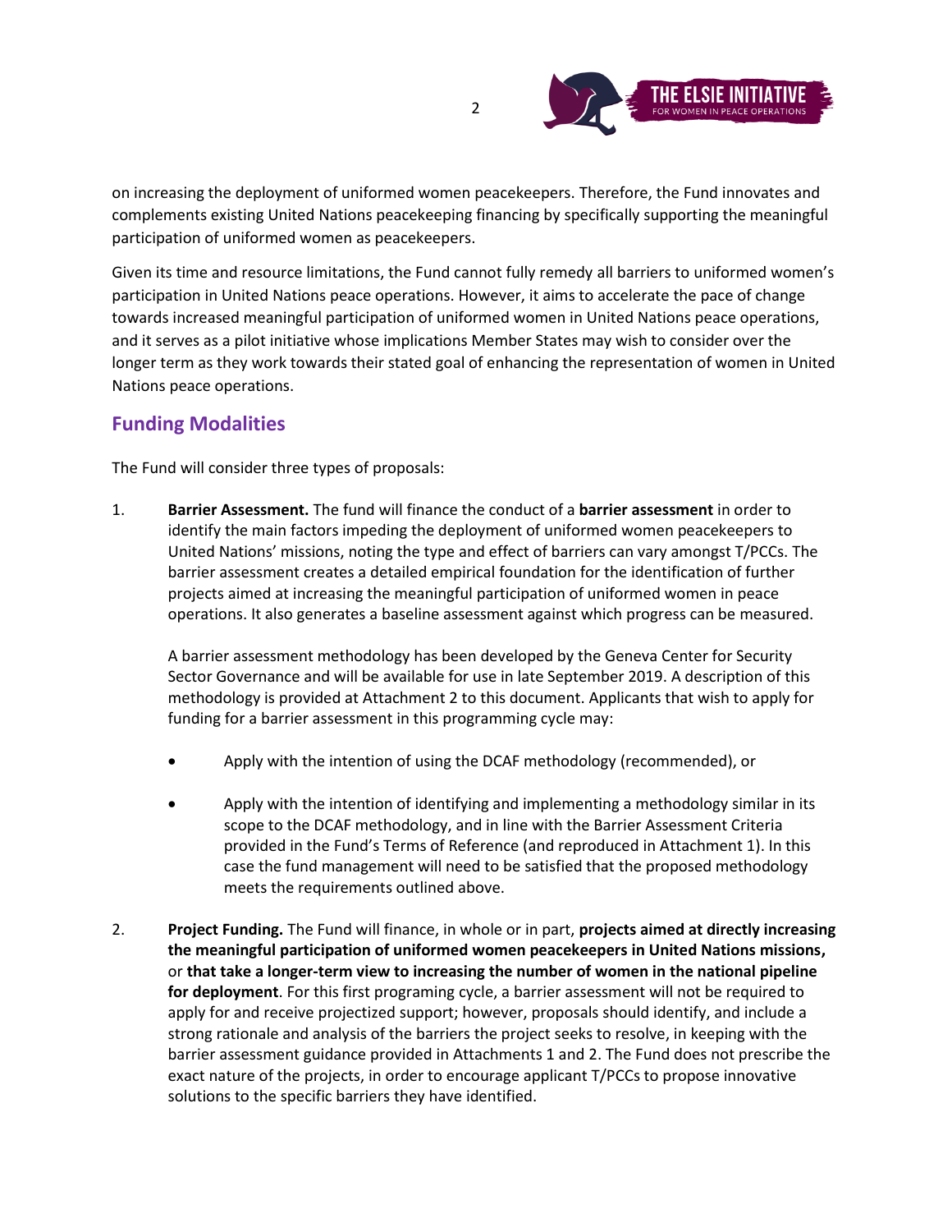on increasing the deployment of uniformed women peacekeepers. Therefore, the Fund innovates and complements existing United Nations peacekeeping financing by specifically supporting the meaningful participation of uniformed women as peacekeepers.

Given its time and resource limitations, the Fund cannot fully remedy all barriers to uniformed women's participation in United Nations peace operations. However, it aims to accelerate the pace of change towards increased meaningful participation of uniformed women in United Nations peace operations, and it serves as a pilot initiative whose implications Member States may wish to consider over the longer term as they work towards their stated goal of enhancing the representation of women in United Nations peace operations.

## Funding Modalities

The Fund will consider three types of proposals:

1. **Barrier Assessment.** The fund will finance the conduct of a **barrier assessment** in order to identify the main factors impeding the deployment of uniformed women peacekeepers to United Nations' missions, noting the type and effect of barriers can vary amongst T/PCCs. The barrier assessment creates a detailed empirical foundation for the identification of further projects aimed at increasing the meaningful participation of uniformed women in peace operations. It also generates a baseline assessment against which progress can be measured.

   A barrier assessment methodology has been developed by the Geneva Center for Security Sector Governance and will be available for use in late September 2019. A description of this methodology is provided at Attachment 2 to this document. Applicants that wish to apply for funding for a barrier assessment in this programming cycle may:

   - Apply with the intention of using the DCAF methodology (recommended), or
   - Apply with the intention of identifying and implementing a methodology similar in its scope to the DCAF methodology, and in line with the Barrier Assessment Criteria provided in the Fund's Terms of Reference (and reproduced in Attachment 1). In this case the fund management will need to be satisfied that the proposed methodology meets the requirements outlined above.

2. **Project Funding.** The Fund will finance, in whole or in part, **projects aimed at directly increasing the meaningful participation of uniformed women peacekeepers in United Nations missions,** or **that take a longer-term view to increasing the number of women in the national pipeline for deployment**. For this first programing cycle, a barrier assessment will not be required to apply for and receive projectized support; however, proposals should identify, and include a strong rationale and analysis of the barriers the project seeks to resolve, in keeping with the barrier assessment guidance provided in Attachments 1 and 2. The Fund does not prescribe the exact nature of the projects, in order to encourage applicant T/PCCs to propose innovative solutions to the specific barriers they have identified.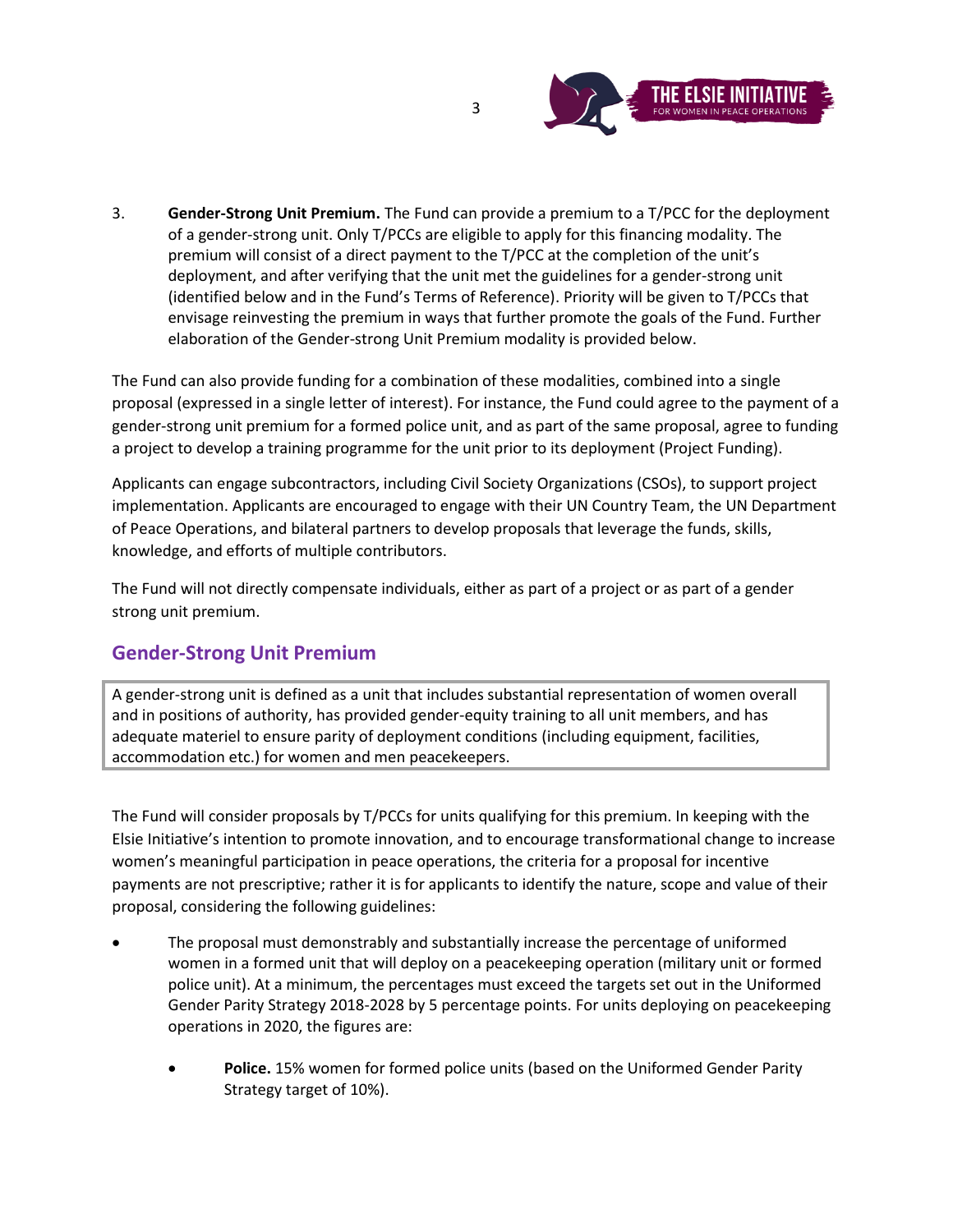3. **Gender-Strong Unit Premium.** The Fund can provide a premium to a T/PCC for the deployment of a gender-strong unit. Only T/PCCs are eligible to apply for this financing modality. The premium will consist of a direct payment to the T/PCC at the completion of the unit's deployment, and after verifying that the unit met the guidelines for a gender-strong unit (identified below and in the Fund's Terms of Reference). Priority will be given to T/PCCs that envisage reinvesting the premium in ways that further promote the goals of the Fund. Further elaboration of the Gender-strong Unit Premium modality is provided below.

The Fund can also provide funding for a combination of these modalities, combined into a single proposal (expressed in a single letter of interest). For instance, the Fund could agree to the payment of a gender-strong unit premium for a formed police unit, and as part of the same proposal, agree to funding a project to develop a training programme for the unit prior to its deployment (Project Funding).

Applicants can engage subcontractors, including Civil Society Organizations (CSOs), to support project implementation. Applicants are encouraged to engage with their UN Country Team, the UN Department of Peace Operations, and bilateral partners to develop proposals that leverage the funds, skills, knowledge, and efforts of multiple contributors.

The Fund will not directly compensate individuals, either as part of a project or as part of a gender strong unit premium.

## Gender-Strong Unit Premium

A gender-strong unit is defined as a unit that includes substantial representation of women overall and in positions of authority, has provided gender-equity training to all unit members, and has adequate materiel to ensure parity of deployment conditions (including equipment, facilities, accommodation etc.) for women and men peacekeepers.

The Fund will consider proposals by T/PCCs for units qualifying for this premium. In keeping with the Elsie Initiative's intention to promote innovation, and to encourage transformational change to increase women's meaningful participation in peace operations, the criteria for a proposal for incentive payments are not prescriptive; rather it is for applicants to identify the nature, scope and value of their proposal, considering the following guidelines:

- The proposal must demonstrably and substantially increase the percentage of uniformed women in a formed unit that will deploy on a peacekeeping operation (military unit or formed police unit). At a minimum, the percentages must exceed the targets set out in the Uniformed Gender Parity Strategy 2018-2028 by 5 percentage points. For units deploying on peacekeeping operations in 2020, the figures are:
  - **Police.** 15% women for formed police units (based on the Uniformed Gender Parity Strategy target of 10%).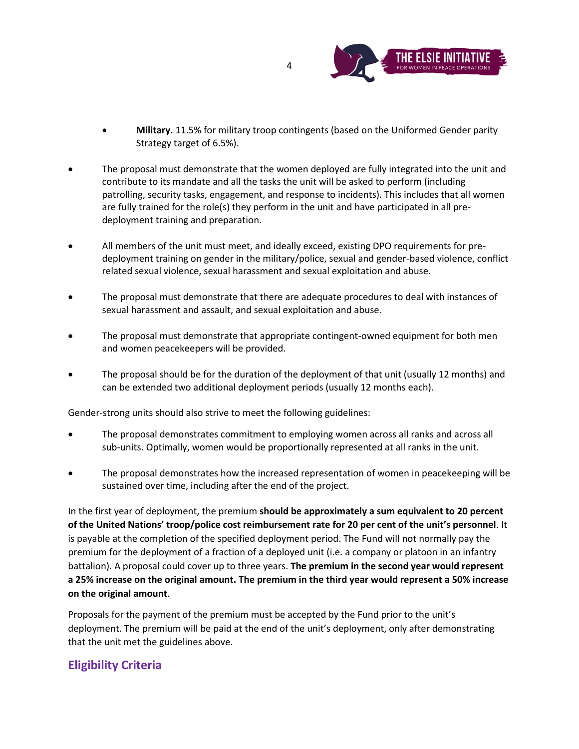- **Military.** 11.5% for military troop contingents (based on the Uniformed Gender parity Strategy target of 6.5%).

- The proposal must demonstrate that the women deployed are fully integrated into the unit and contribute to its mandate and all the tasks the unit will be asked to perform (including patrolling, security tasks, engagement, and response to incidents). This includes that all women are fully trained for the role(s) they perform in the unit and have participated in all pre-deployment training and preparation.

- All members of the unit must meet, and ideally exceed, existing DPO requirements for pre-deployment training on gender in the military/police, sexual and gender-based violence, conflict related sexual violence, sexual harassment and sexual exploitation and abuse.

- The proposal must demonstrate that there are adequate procedures to deal with instances of sexual harassment and assault, and sexual exploitation and abuse.

- The proposal must demonstrate that appropriate contingent-owned equipment for both men and women peacekeepers will be provided.

- The proposal should be for the duration of the deployment of that unit (usually 12 months) and can be extended two additional deployment periods (usually 12 months each).

Gender-strong units should also strive to meet the following guidelines:

- The proposal demonstrates commitment to employing women across all ranks and across all sub-units. Optimally, women would be proportionally represented at all ranks in the unit.

- The proposal demonstrates how the increased representation of women in peacekeeping will be sustained over time, including after the end of the project.

In the first year of deployment, the premium **should be approximately a sum equivalent to 20 percent of the United Nations' troop/police cost reimbursement rate for 20 per cent of the unit's personnel**. It is payable at the completion of the specified deployment period. The Fund will not normally pay the premium for the deployment of a fraction of a deployed unit (i.e. a company or platoon in an infantry battalion). A proposal could cover up to three years. **The premium in the second year would represent a 25% increase on the original amount. The premium in the third year would represent a 50% increase on the original amount**.

Proposals for the payment of the premium must be accepted by the Fund prior to the unit's deployment. The premium will be paid at the end of the unit's deployment, only after demonstrating that the unit met the guidelines above.

## Eligibility Criteria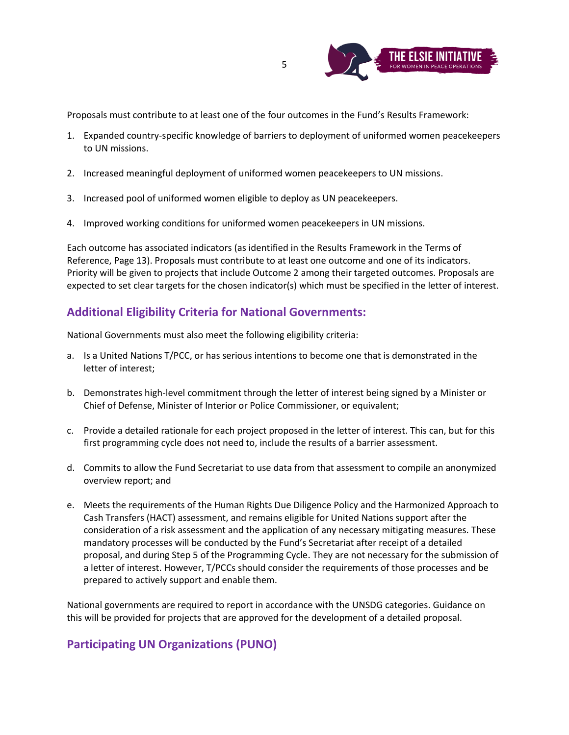Proposals must contribute to at least one of the four outcomes in the Fund's Results Framework:

1. Expanded country-specific knowledge of barriers to deployment of uniformed women peacekeepers to UN missions.

2. Increased meaningful deployment of uniformed women peacekeepers to UN missions.

3. Increased pool of uniformed women eligible to deploy as UN peacekeepers.

4. Improved working conditions for uniformed women peacekeepers in UN missions.

Each outcome has associated indicators (as identified in the Results Framework in the Terms of Reference, Page 13). Proposals must contribute to at least one outcome and one of its indicators. Priority will be given to projects that include Outcome 2 among their targeted outcomes. Proposals are expected to set clear targets for the chosen indicator(s) which must be specified in the letter of interest.

## Additional Eligibility Criteria for National Governments:

National Governments must also meet the following eligibility criteria:

a. Is a United Nations T/PCC, or has serious intentions to become one that is demonstrated in the letter of interest;

b. Demonstrates high-level commitment through the letter of interest being signed by a Minister or Chief of Defense, Minister of Interior or Police Commissioner, or equivalent;

c. Provide a detailed rationale for each project proposed in the letter of interest. This can, but for this first programming cycle does not need to, include the results of a barrier assessment.

d. Commits to allow the Fund Secretariat to use data from that assessment to compile an anonymized overview report; and

e. Meets the requirements of the Human Rights Due Diligence Policy and the Harmonized Approach to Cash Transfers (HACT) assessment, and remains eligible for United Nations support after the consideration of a risk assessment and the application of any necessary mitigating measures. These mandatory processes will be conducted by the Fund's Secretariat after receipt of a detailed proposal, and during Step 5 of the Programming Cycle. They are not necessary for the submission of a letter of interest. However, T/PCCs should consider the requirements of those processes and be prepared to actively support and enable them.

National governments are required to report in accordance with the UNSDG categories. Guidance on this will be provided for projects that are approved for the development of a detailed proposal.

## Participating UN Organizations (PUNO)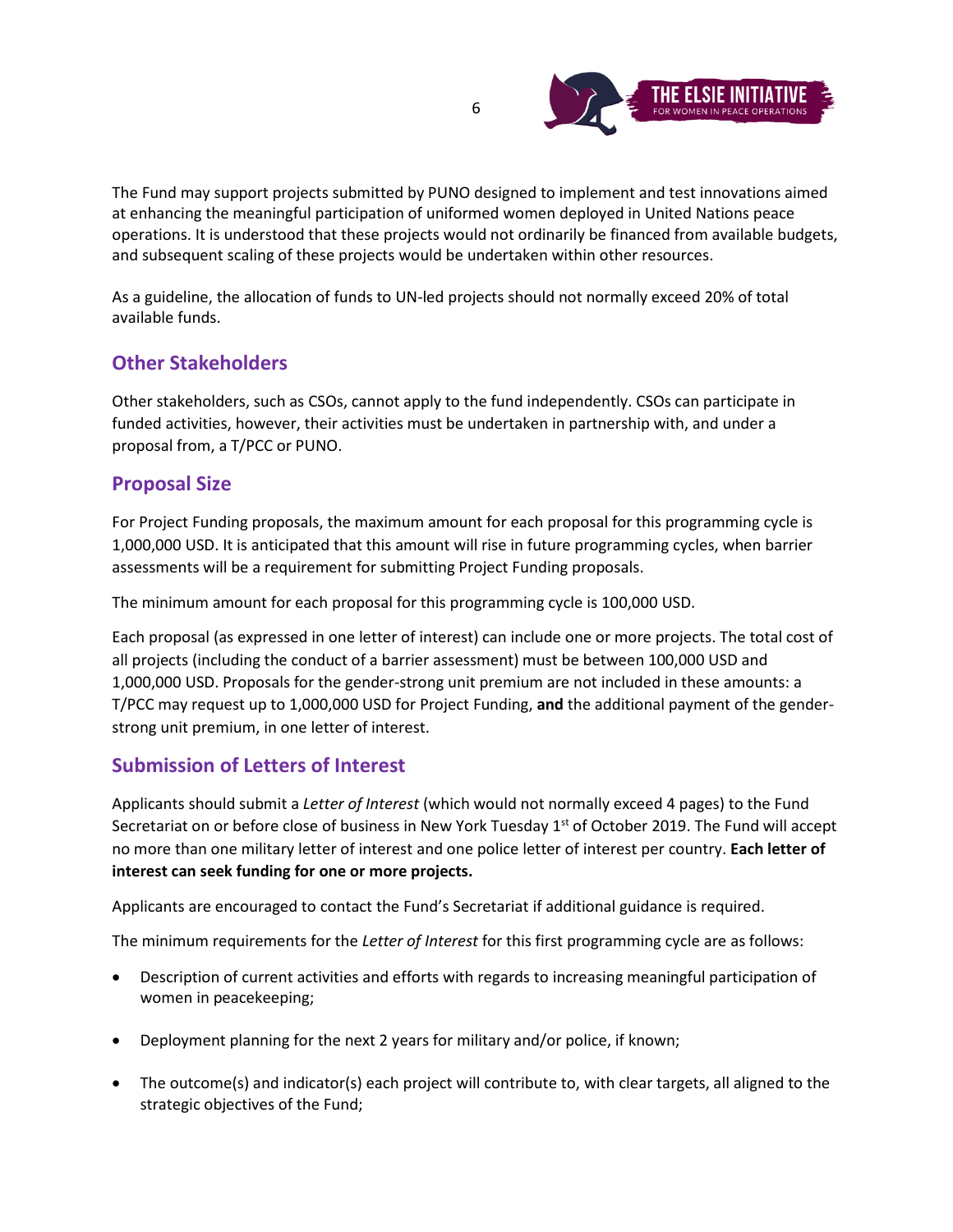The Fund may support projects submitted by PUNO designed to implement and test innovations aimed at enhancing the meaningful participation of uniformed women deployed in United Nations peace operations. It is understood that these projects would not ordinarily be financed from available budgets, and subsequent scaling of these projects would be undertaken within other resources.

As a guideline, the allocation of funds to UN-led projects should not normally exceed 20% of total available funds.

## Other Stakeholders

Other stakeholders, such as CSOs, cannot apply to the fund independently. CSOs can participate in funded activities, however, their activities must be undertaken in partnership with, and under a proposal from, a T/PCC or PUNO.

## Proposal Size

For Project Funding proposals, the maximum amount for each proposal for this programming cycle is 1,000,000 USD. It is anticipated that this amount will rise in future programming cycles, when barrier assessments will be a requirement for submitting Project Funding proposals.

The minimum amount for each proposal for this programming cycle is 100,000 USD.

Each proposal (as expressed in one letter of interest) can include one or more projects. The total cost of all projects (including the conduct of a barrier assessment) must be between 100,000 USD and 1,000,000 USD. Proposals for the gender-strong unit premium are not included in these amounts: a T/PCC may request up to 1,000,000 USD for Project Funding, **and** the additional payment of the gender-strong unit premium, in one letter of interest.

## Submission of Letters of Interest

Applicants should submit a *Letter of Interest* (which would not normally exceed 4 pages) to the Fund Secretariat on or before close of business in New York Tuesday 1st of October 2019. The Fund will accept no more than one military letter of interest and one police letter of interest per country. **Each letter of interest can seek funding for one or more projects.**

Applicants are encouraged to contact the Fund's Secretariat if additional guidance is required.

The minimum requirements for the *Letter of Interest* for this first programming cycle are as follows:

- Description of current activities and efforts with regards to increasing meaningful participation of women in peacekeeping;
- Deployment planning for the next 2 years for military and/or police, if known;
- The outcome(s) and indicator(s) each project will contribute to, with clear targets, all aligned to the strategic objectives of the Fund;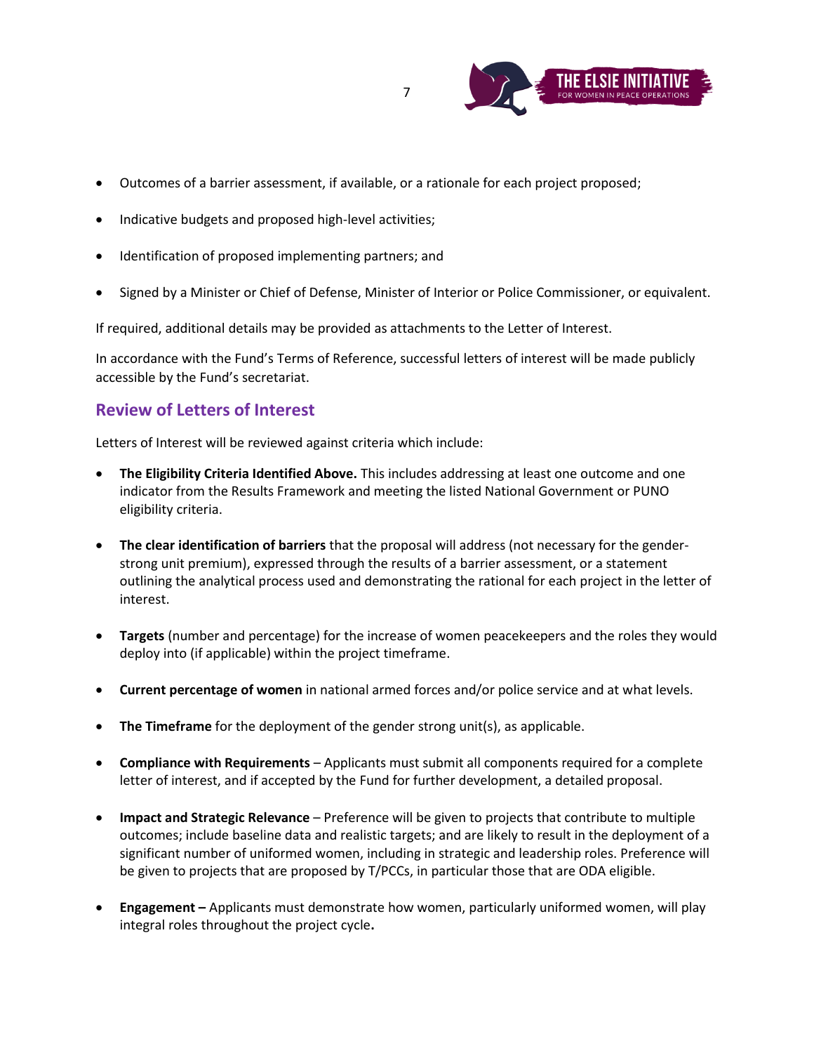- Outcomes of a barrier assessment, if available, or a rationale for each project proposed;
- Indicative budgets and proposed high-level activities;
- Identification of proposed implementing partners; and
- Signed by a Minister or Chief of Defense, Minister of Interior or Police Commissioner, or equivalent.

If required, additional details may be provided as attachments to the Letter of Interest.

In accordance with the Fund's Terms of Reference, successful letters of interest will be made publicly accessible by the Fund's secretariat.

## Review of Letters of Interest

Letters of Interest will be reviewed against criteria which include:

- **The Eligibility Criteria Identified Above.** This includes addressing at least one outcome and one indicator from the Results Framework and meeting the listed National Government or PUNO eligibility criteria.
- **The clear identification of barriers** that the proposal will address (not necessary for the gender-strong unit premium), expressed through the results of a barrier assessment, or a statement outlining the analytical process used and demonstrating the rational for each project in the letter of interest.
- **Targets** (number and percentage) for the increase of women peacekeepers and the roles they would deploy into (if applicable) within the project timeframe.
- **Current percentage of women** in national armed forces and/or police service and at what levels.
- **The Timeframe** for the deployment of the gender strong unit(s), as applicable.
- **Compliance with Requirements** – Applicants must submit all components required for a complete letter of interest, and if accepted by the Fund for further development, a detailed proposal.
- **Impact and Strategic Relevance** – Preference will be given to projects that contribute to multiple outcomes; include baseline data and realistic targets; and are likely to result in the deployment of a significant number of uniformed women, including in strategic and leadership roles. Preference will be given to projects that are proposed by T/PCCs, in particular those that are ODA eligible.
- **Engagement –** Applicants must demonstrate how women, particularly uniformed women, will play integral roles throughout the project cycle**.**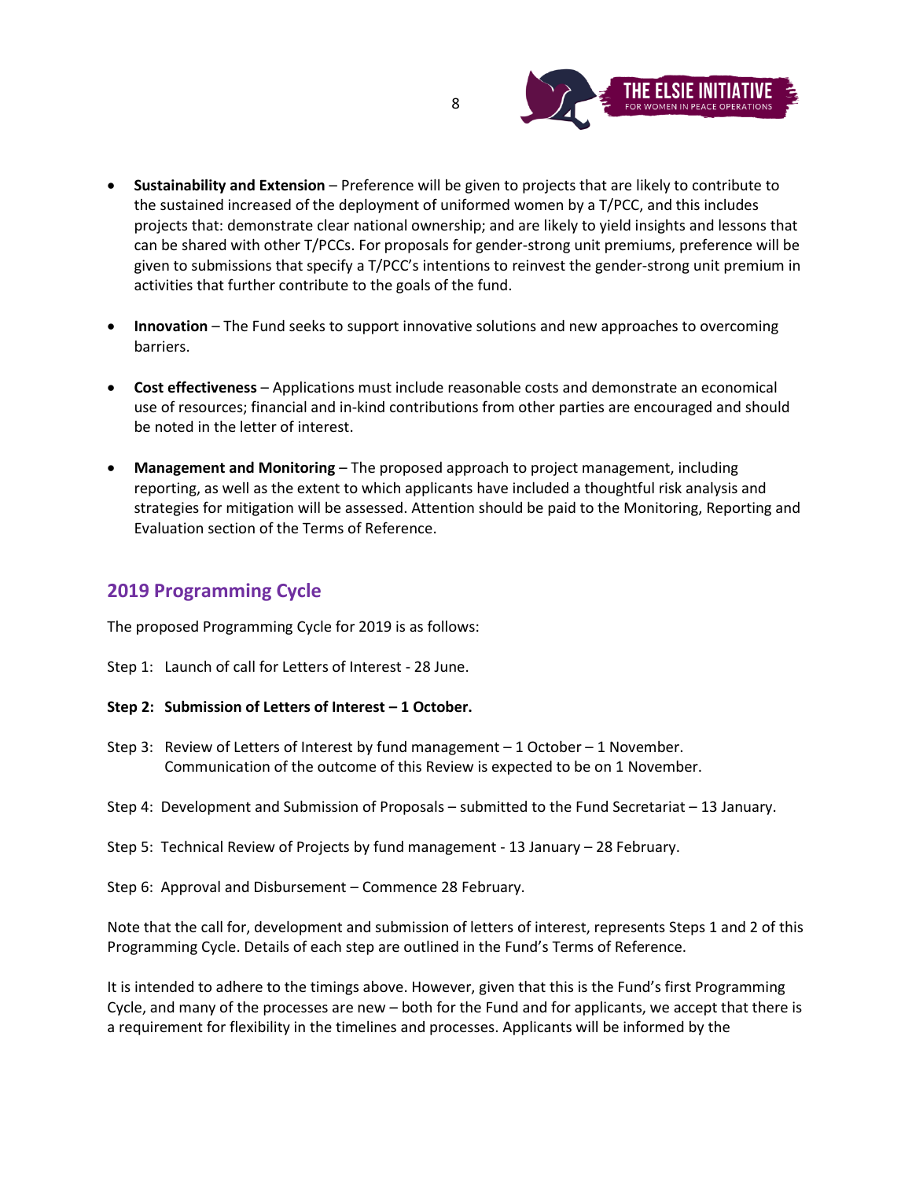- **Sustainability and Extension** – Preference will be given to projects that are likely to contribute to the sustained increased of the deployment of uniformed women by a T/PCC, and this includes projects that: demonstrate clear national ownership; and are likely to yield insights and lessons that can be shared with other T/PCCs. For proposals for gender-strong unit premiums, preference will be given to submissions that specify a T/PCC's intentions to reinvest the gender-strong unit premium in activities that further contribute to the goals of the fund.

- **Innovation** – The Fund seeks to support innovative solutions and new approaches to overcoming barriers.

- **Cost effectiveness** – Applications must include reasonable costs and demonstrate an economical use of resources; financial and in-kind contributions from other parties are encouraged and should be noted in the letter of interest.

- **Management and Monitoring** – The proposed approach to project management, including reporting, as well as the extent to which applicants have included a thoughtful risk analysis and strategies for mitigation will be assessed. Attention should be paid to the Monitoring, Reporting and Evaluation section of the Terms of Reference.

## 2019 Programming Cycle

The proposed Programming Cycle for 2019 is as follows:

Step 1: Launch of call for Letters of Interest - 28 June.

**Step 2: Submission of Letters of Interest – 1 October.**

Step 3: Review of Letters of Interest by fund management – 1 October – 1 November. Communication of the outcome of this Review is expected to be on 1 November.

Step 4: Development and Submission of Proposals – submitted to the Fund Secretariat – 13 January.

Step 5: Technical Review of Projects by fund management - 13 January – 28 February.

Step 6: Approval and Disbursement – Commence 28 February.

Note that the call for, development and submission of letters of interest, represents Steps 1 and 2 of this Programming Cycle. Details of each step are outlined in the Fund's Terms of Reference.

It is intended to adhere to the timings above. However, given that this is the Fund's first Programming Cycle, and many of the processes are new – both for the Fund and for applicants, we accept that there is a requirement for flexibility in the timelines and processes. Applicants will be informed by the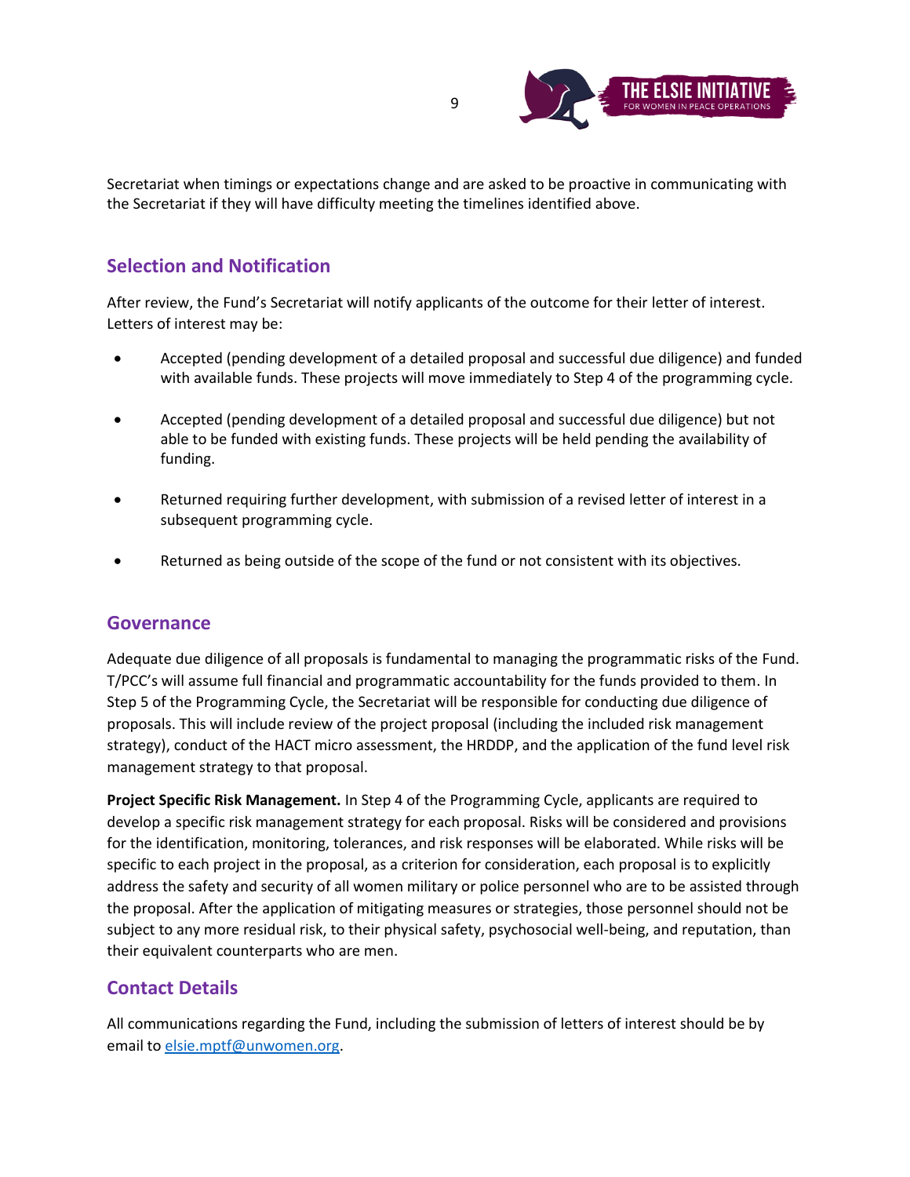Secretariat when timings or expectations change and are asked to be proactive in communicating with the Secretariat if they will have difficulty meeting the timelines identified above.

## Selection and Notification

After review, the Fund's Secretariat will notify applicants of the outcome for their letter of interest. Letters of interest may be:

- Accepted (pending development of a detailed proposal and successful due diligence) and funded with available funds. These projects will move immediately to Step 4 of the programming cycle.
- Accepted (pending development of a detailed proposal and successful due diligence) but not able to be funded with existing funds. These projects will be held pending the availability of funding.
- Returned requiring further development, with submission of a revised letter of interest in a subsequent programming cycle.
- Returned as being outside of the scope of the fund or not consistent with its objectives.

## Governance

Adequate due diligence of all proposals is fundamental to managing the programmatic risks of the Fund. T/PCC's will assume full financial and programmatic accountability for the funds provided to them. In Step 5 of the Programming Cycle, the Secretariat will be responsible for conducting due diligence of proposals. This will include review of the project proposal (including the included risk management strategy), conduct of the HACT micro assessment, the HRDDP, and the application of the fund level risk management strategy to that proposal.

**Project Specific Risk Management.** In Step 4 of the Programming Cycle, applicants are required to develop a specific risk management strategy for each proposal. Risks will be considered and provisions for the identification, monitoring, tolerances, and risk responses will be elaborated. While risks will be specific to each project in the proposal, as a criterion for consideration, each proposal is to explicitly address the safety and security of all women military or police personnel who are to be assisted through the proposal. After the application of mitigating measures or strategies, those personnel should not be subject to any more residual risk, to their physical safety, psychosocial well-being, and reputation, than their equivalent counterparts who are men.

## Contact Details

All communications regarding the Fund, including the submission of letters of interest should be by email to elsie.mptf@unwomen.org.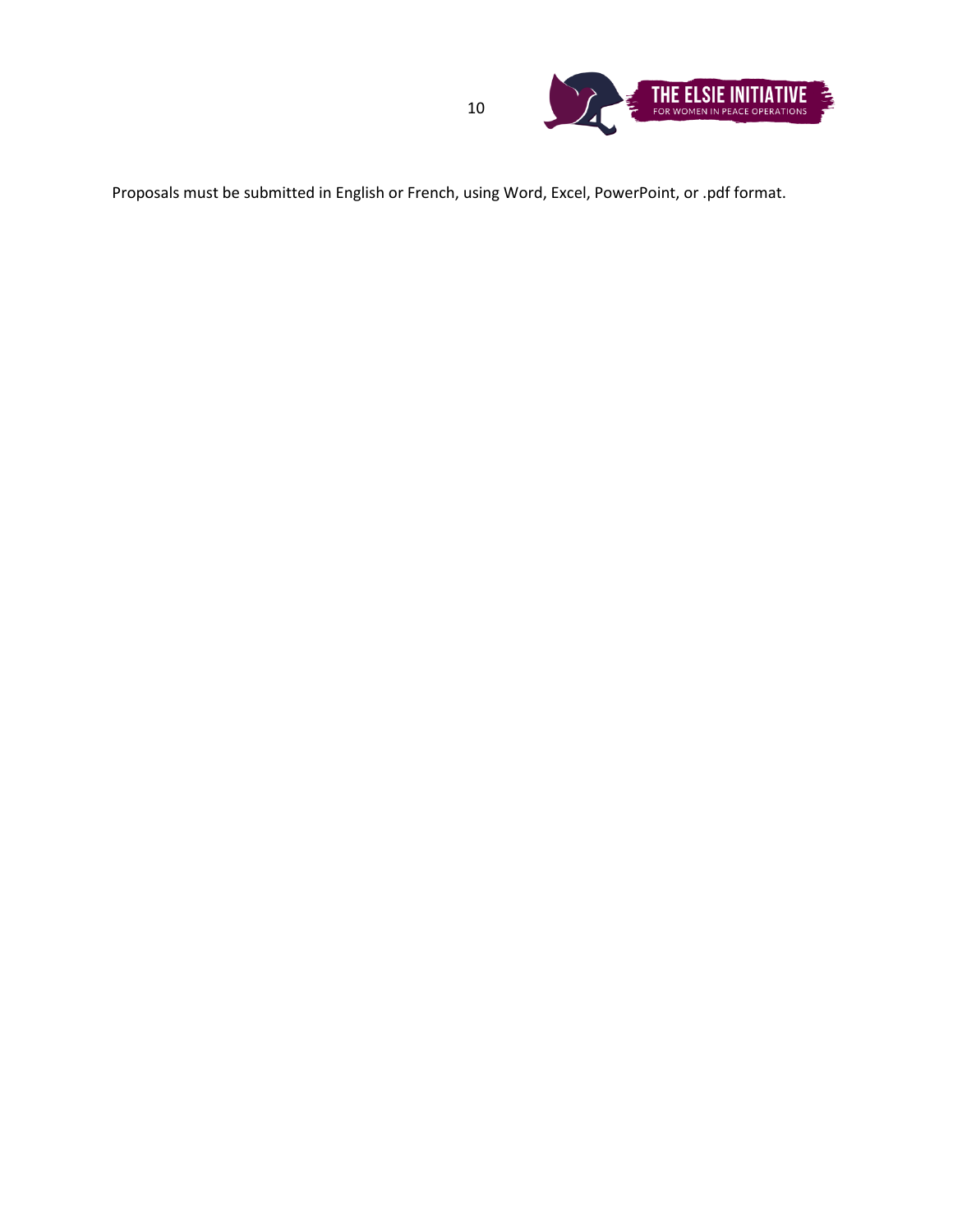Proposals must be submitted in English or French, using Word, Excel, PowerPoint, or .pdf format.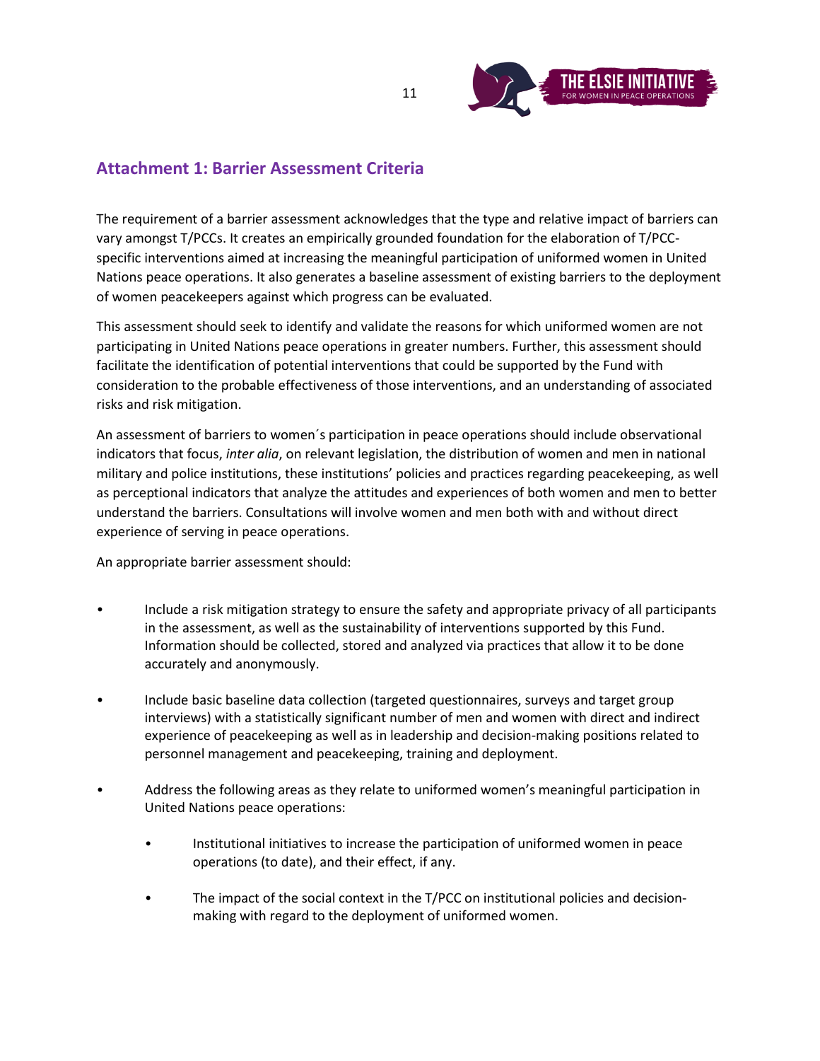## Attachment 1: Barrier Assessment Criteria

The requirement of a barrier assessment acknowledges that the type and relative impact of barriers can vary amongst T/PCCs. It creates an empirically grounded foundation for the elaboration of T/PCC-specific interventions aimed at increasing the meaningful participation of uniformed women in United Nations peace operations. It also generates a baseline assessment of existing barriers to the deployment of women peacekeepers against which progress can be evaluated.

This assessment should seek to identify and validate the reasons for which uniformed women are not participating in United Nations peace operations in greater numbers. Further, this assessment should facilitate the identification of potential interventions that could be supported by the Fund with consideration to the probable effectiveness of those interventions, and an understanding of associated risks and risk mitigation.

An assessment of barriers to women´s participation in peace operations should include observational indicators that focus, *inter alia*, on relevant legislation, the distribution of women and men in national military and police institutions, these institutions' policies and practices regarding peacekeeping, as well as perceptional indicators that analyze the attitudes and experiences of both women and men to better understand the barriers. Consultations will involve women and men both with and without direct experience of serving in peace operations.

An appropriate barrier assessment should:

- Include a risk mitigation strategy to ensure the safety and appropriate privacy of all participants in the assessment, as well as the sustainability of interventions supported by this Fund. Information should be collected, stored and analyzed via practices that allow it to be done accurately and anonymously.
- Include basic baseline data collection (targeted questionnaires, surveys and target group interviews) with a statistically significant number of men and women with direct and indirect experience of peacekeeping as well as in leadership and decision-making positions related to personnel management and peacekeeping, training and deployment.
- Address the following areas as they relate to uniformed women's meaningful participation in United Nations peace operations:
    - Institutional initiatives to increase the participation of uniformed women in peace operations (to date), and their effect, if any.
    - The impact of the social context in the T/PCC on institutional policies and decision-making with regard to the deployment of uniformed women.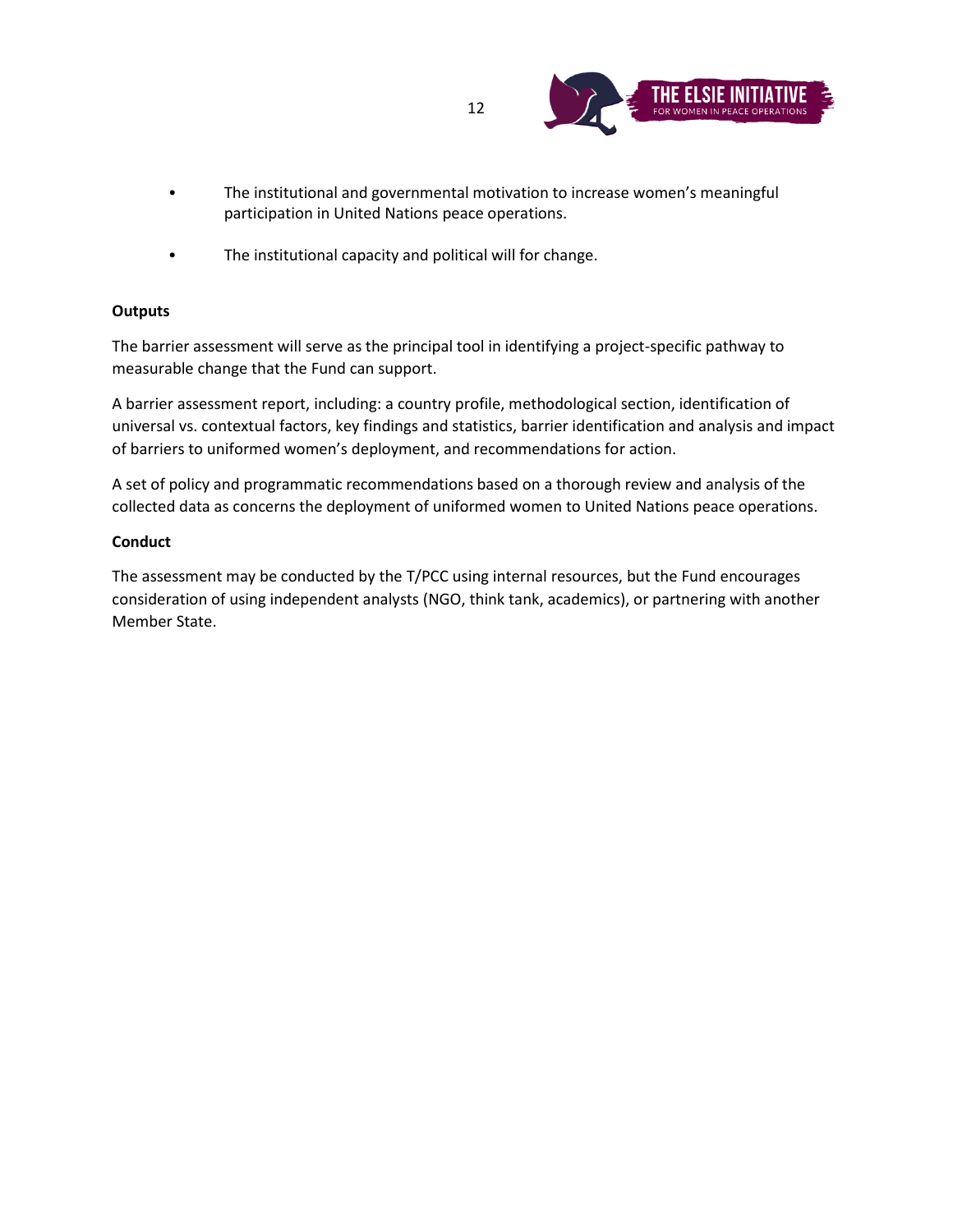- The institutional and governmental motivation to increase women's meaningful participation in United Nations peace operations.
- The institutional capacity and political will for change.

**Outputs**

The barrier assessment will serve as the principal tool in identifying a project-specific pathway to measurable change that the Fund can support.

A barrier assessment report, including: a country profile, methodological section, identification of universal vs. contextual factors, key findings and statistics, barrier identification and analysis and impact of barriers to uniformed women's deployment, and recommendations for action.

A set of policy and programmatic recommendations based on a thorough review and analysis of the collected data as concerns the deployment of uniformed women to United Nations peace operations.

**Conduct**

The assessment may be conducted by the T/PCC using internal resources, but the Fund encourages consideration of using independent analysts (NGO, think tank, academics), or partnering with another Member State.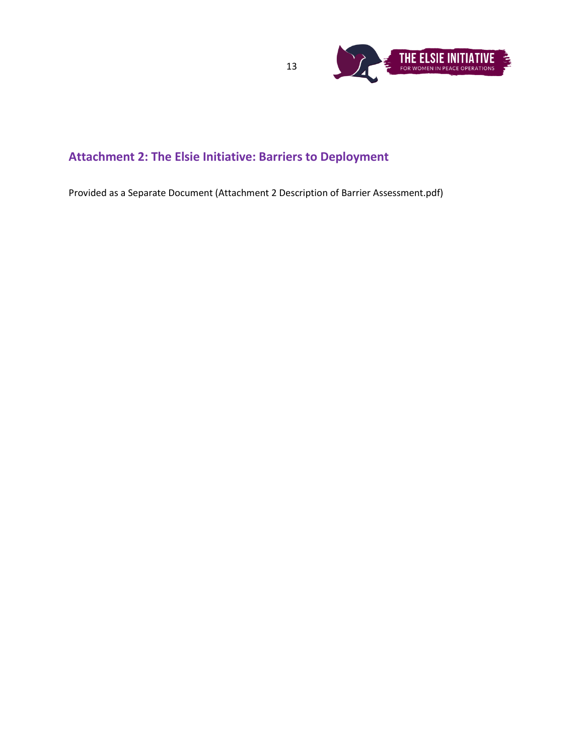## Attachment 2: The Elsie Initiative: Barriers to Deployment

Provided as a Separate Document (Attachment 2 Description of Barrier Assessment.pdf)